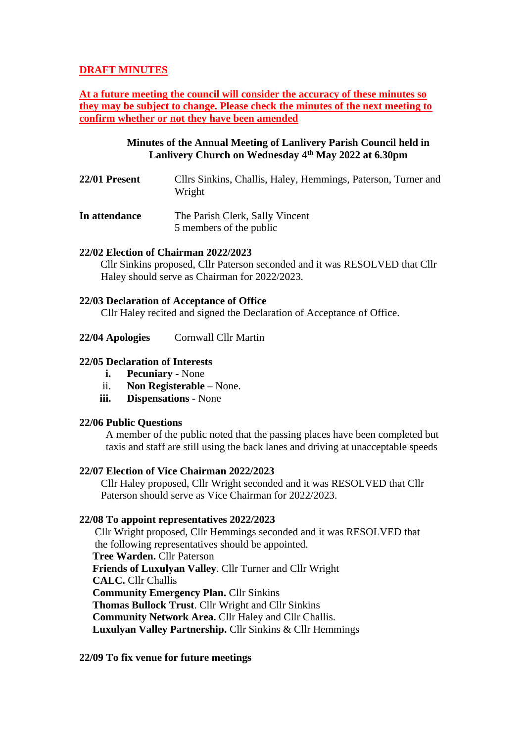**DRAFT MINUTES**

**At a future meeting the council will consider the accuracy of these minutes so they may be subject to change. Please check the minutes of the next meeting to confirm whether or not they have been amended**

**Minutes of the Annual Meeting of Lanlivery Parish Council held in Lanlivery Church on Wednesday 4th May 2022 at 6.30pm**

**22/01 Present** Cllrs Sinkins, Challis, Haley, Hemmings, Paterson, Turner and Wright

**In attendance** The Parish Clerk, Sally Vincent
5 members of the public

**22/02 Election of Chairman 2022/2023**

Cllr Sinkins proposed, Cllr Paterson seconded and it was RESOLVED that Cllr Haley should serve as Chairman for 2022/2023.

**22/03 Declaration of Acceptance of Office**

Cllr Haley recited and signed the Declaration of Acceptance of Office.

**22/04 Apologies** Cornwall Cllr Martin

**22/05 Declaration of Interests**

- i. **Pecuniary -** None
- ii. **Non Registerable** – None.
- iii. **Dispensations -** None

**22/06 Public Questions**

A member of the public noted that the passing places have been completed but taxis and staff are still using the back lanes and driving at unacceptable speeds

**22/07 Election of Vice Chairman 2022/2023**

Cllr Haley proposed, Cllr Wright seconded and it was RESOLVED that Cllr Paterson should serve as Vice Chairman for 2022/2023.

**22/08 To appoint representatives 2022/2023**

Cllr Wright proposed, Cllr Hemmings seconded and it was RESOLVED that the following representatives should be appointed.

**Tree Warden.** Cllr Paterson
**Friends of Luxulyan Valley**. Cllr Turner and Cllr Wright
**CALC.** Cllr Challis
**Community Emergency Plan.** Cllr Sinkins
**Thomas Bullock Trust**. Cllr Wright and Cllr Sinkins
**Community Network Area.** Cllr Haley and Cllr Challis.
**Luxulyan Valley Partnership.** Cllr Sinkins & Cllr Hemmings

**22/09 To fix venue for future meetings**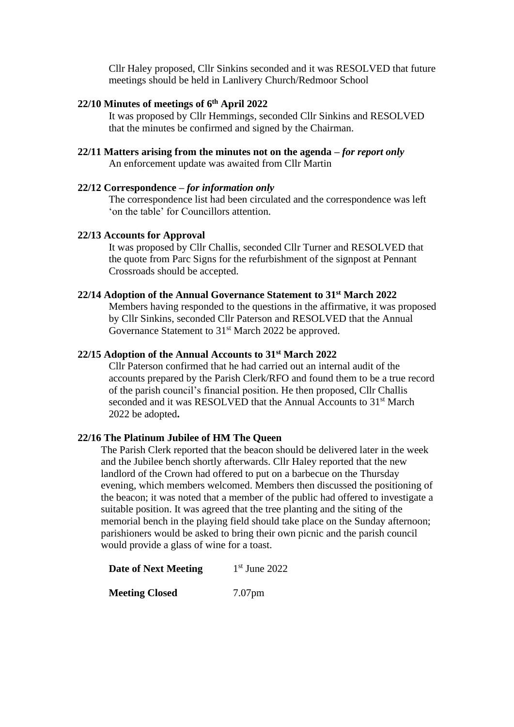Cllr Haley proposed, Cllr Sinkins seconded and it was RESOLVED that future meetings should be held in Lanlivery Church/Redmoor School

**22/10 Minutes of meetings of 6th April 2022**

It was proposed by Cllr Hemmings, seconded Cllr Sinkins and RESOLVED that the minutes be confirmed and signed by the Chairman.

**22/11 Matters arising from the minutes not on the agenda –** ***for report only***

An enforcement update was awaited from Cllr Martin

**22/12 Correspondence –** ***for information only***

The correspondence list had been circulated and the correspondence was left 'on the table' for Councillors attention.

**22/13 Accounts for Approval**

It was proposed by Cllr Challis, seconded Cllr Turner and RESOLVED that the quote from Parc Signs for the refurbishment of the signpost at Pennant Crossroads should be accepted.

**22/14 Adoption of the Annual Governance Statement to 31st March 2022**

Members having responded to the questions in the affirmative, it was proposed by Cllr Sinkins, seconded Cllr Paterson and RESOLVED that the Annual Governance Statement to 31st March 2022 be approved.

**22/15 Adoption of the Annual Accounts to 31st March 2022**

Cllr Paterson confirmed that he had carried out an internal audit of the accounts prepared by the Parish Clerk/RFO and found them to be a true record of the parish council's financial position. He then proposed, Cllr Challis seconded and it was RESOLVED that the Annual Accounts to 31st March 2022 be adopted**.**

**22/16 The Platinum Jubilee of HM The Queen**

The Parish Clerk reported that the beacon should be delivered later in the week and the Jubilee bench shortly afterwards. Cllr Haley reported that the new landlord of the Crown had offered to put on a barbecue on the Thursday evening, which members welcomed. Members then discussed the positioning of the beacon; it was noted that a member of the public had offered to investigate a suitable position. It was agreed that the tree planting and the siting of the memorial bench in the playing field should take place on the Sunday afternoon; parishioners would be asked to bring their own picnic and the parish council would provide a glass of wine for a toast.

**Date of Next Meeting** 1st June 2022

**Meeting Closed** 7.07pm